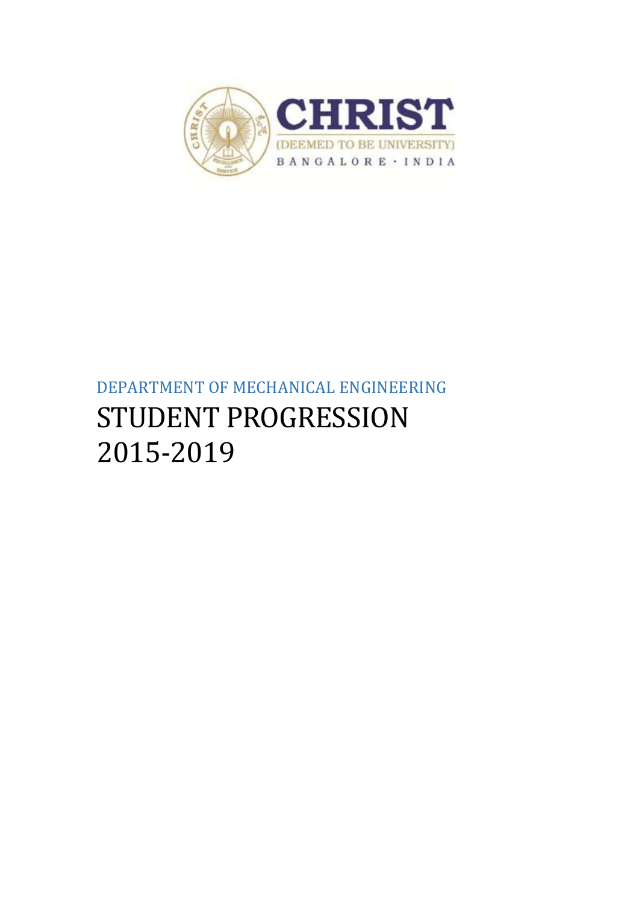CHRIST

(DEEMED TO BE UNIVERSITY)

BANGALORE · INDIA

DEPARTMENT OF MECHANICAL ENGINEERING

# STUDENT PROGRESSION 2015-2019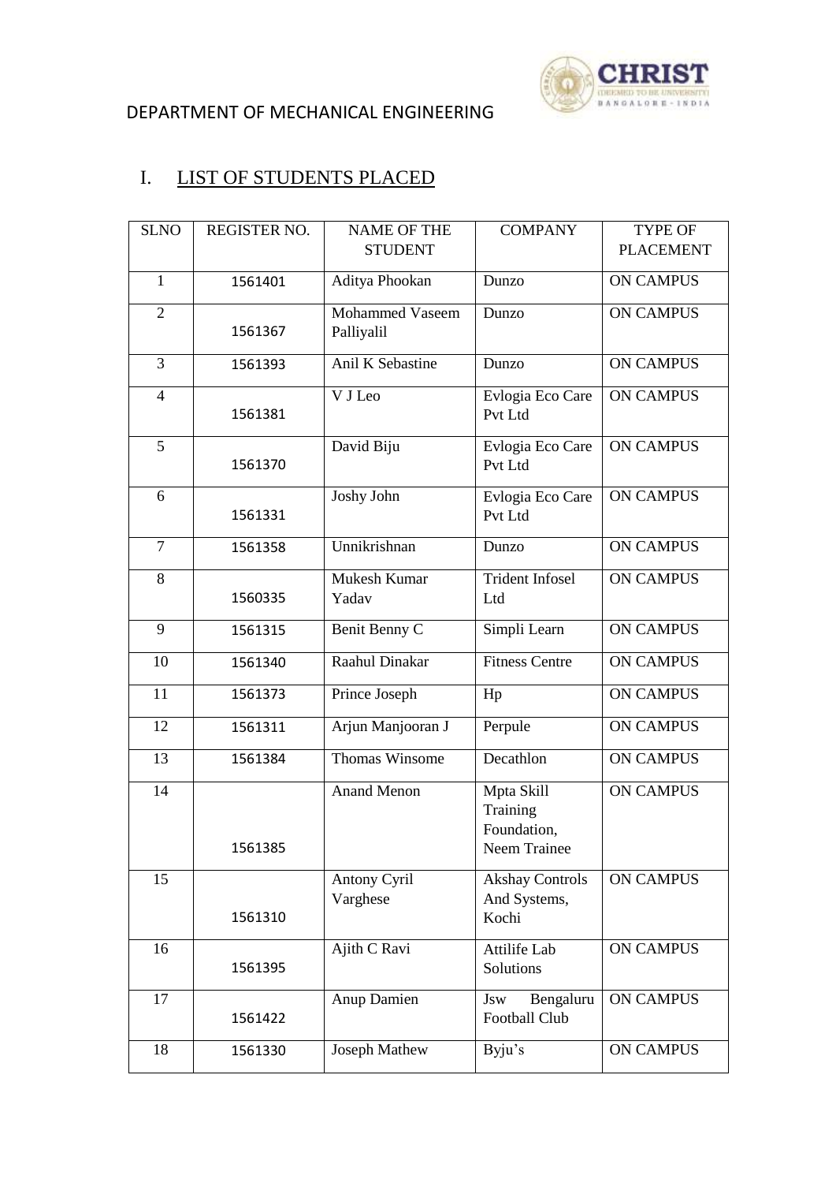DEPARTMENT OF MECHANICAL ENGINEERING

## I. LIST OF STUDENTS PLACED

| SLNO | REGISTER NO. | NAME OF THE STUDENT | COMPANY | TYPE OF PLACEMENT |
|---|---|---|---|---|
| 1 | 1561401 | Aditya Phookan | Dunzo | ON CAMPUS |
| 2 | 1561367 | Mohammed Vaseem Palliyalil | Dunzo | ON CAMPUS |
| 3 | 1561393 | Anil K Sebastine | Dunzo | ON CAMPUS |
| 4 | 1561381 | V J Leo | Evlogia Eco Care Pvt Ltd | ON CAMPUS |
| 5 | 1561370 | David Biju | Evlogia Eco Care Pvt Ltd | ON CAMPUS |
| 6 | 1561331 | Joshy John | Evlogia Eco Care Pvt Ltd | ON CAMPUS |
| 7 | 1561358 | Unnikrishnan | Dunzo | ON CAMPUS |
| 8 | 1560335 | Mukesh Kumar Yadav | Trident Infosel Ltd | ON CAMPUS |
| 9 | 1561315 | Benit Benny C | Simpli Learn | ON CAMPUS |
| 10 | 1561340 | Raahul Dinakar | Fitness Centre | ON CAMPUS |
| 11 | 1561373 | Prince Joseph | Hp | ON CAMPUS |
| 12 | 1561311 | Arjun Manjooran J | Perpule | ON CAMPUS |
| 13 | 1561384 | Thomas Winsome | Decathlon | ON CAMPUS |
| 14 | 1561385 | Anand Menon | Mpta Skill Training Foundation, Neem Trainee | ON CAMPUS |
| 15 | 1561310 | Antony Cyril Varghese | Akshay Controls And Systems, Kochi | ON CAMPUS |
| 16 | 1561395 | Ajith C Ravi | Attilife Lab Solutions | ON CAMPUS |
| 17 | 1561422 | Anup Damien | Jsw Bengaluru Football Club | ON CAMPUS |
| 18 | 1561330 | Joseph Mathew | Byju's | ON CAMPUS |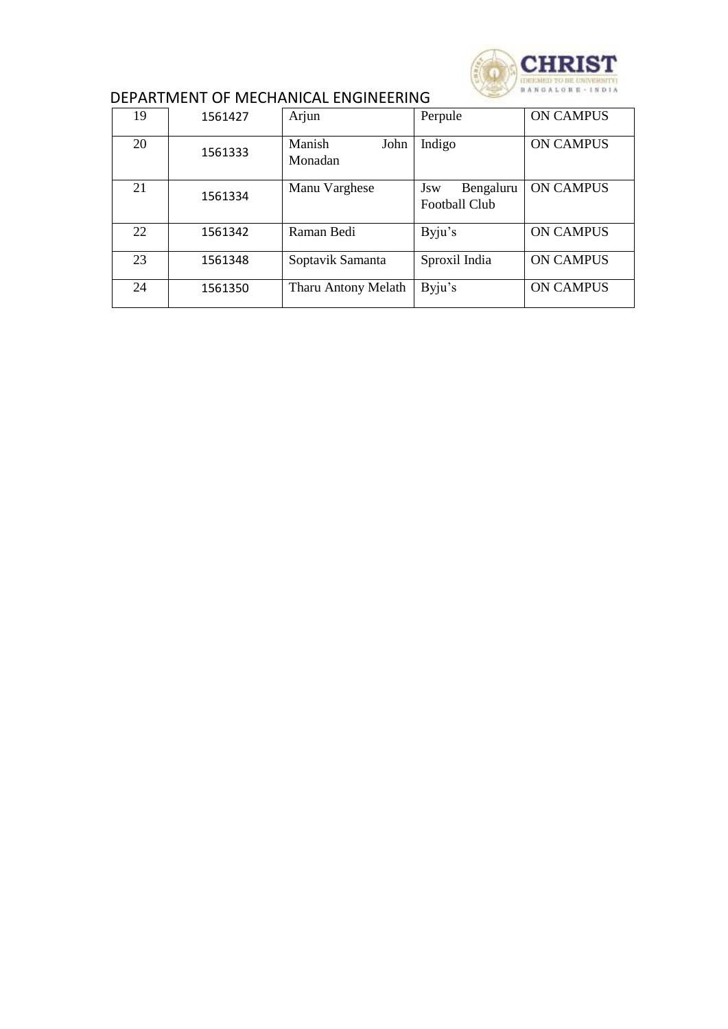DEPARTMENT OF MECHANICAL ENGINEERING

| 19 | 1561427 | Arjun | Perpule | ON CAMPUS |
|---|---|---|---|---|
| 20 | 1561333 | Manish John Monadan | Indigo | ON CAMPUS |
| 21 | 1561334 | Manu Varghese | Jsw Bengaluru Football Club | ON CAMPUS |
| 22 | 1561342 | Raman Bedi | Byju's | ON CAMPUS |
| 23 | 1561348 | Soptavik Samanta | Sproxil India | ON CAMPUS |
| 24 | 1561350 | Tharu Antony Melath | Byju's | ON CAMPUS |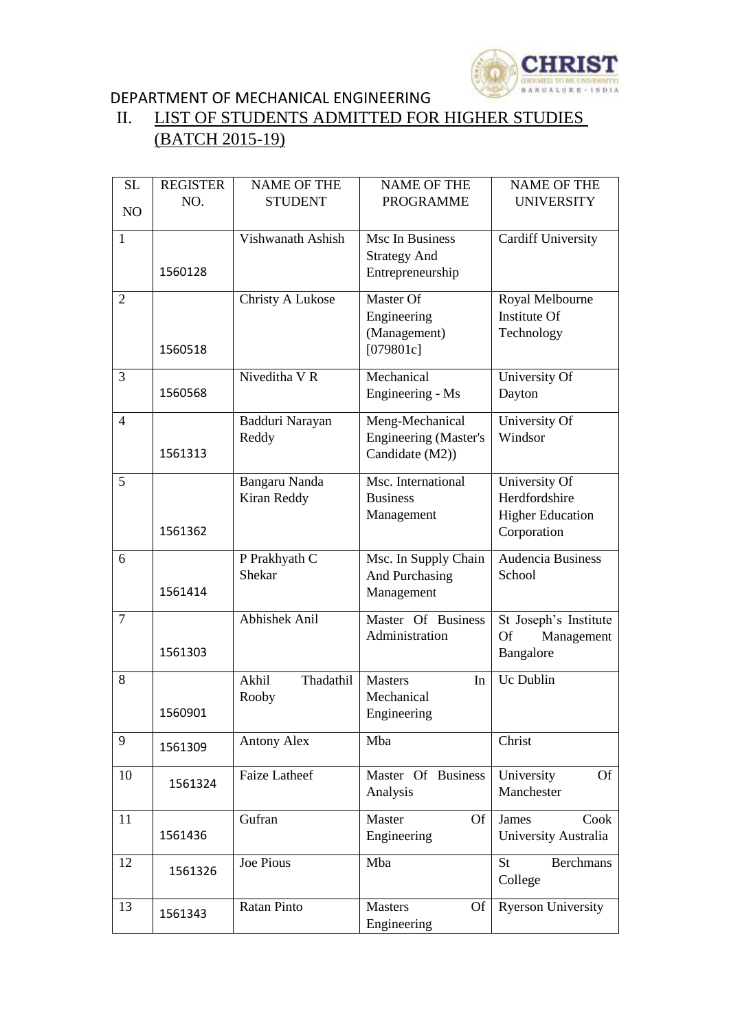DEPARTMENT OF MECHANICAL ENGINEERING

## II. LIST OF STUDENTS ADMITTED FOR HIGHER STUDIES (BATCH 2015-19)

| SL NO | REGISTER NO. | NAME OF THE STUDENT | NAME OF THE PROGRAMME | NAME OF THE UNIVERSITY |
|---|---|---|---|---|
| 1 | 1560128 | Vishwanath Ashish | Msc In Business Strategy And Entrepreneurship | Cardiff University |
| 2 | 1560518 | Christy A Lukose | Master Of Engineering (Management) [079801c] | Royal Melbourne Institute Of Technology |
| 3 | 1560568 | Niveditha V R | Mechanical Engineering - Ms | University Of Dayton |
| 4 | 1561313 | Badduri Narayan Reddy | Meng-Mechanical Engineering (Master's Candidate (M2)) | University Of Windsor |
| 5 | 1561362 | Bangaru Nanda Kiran Reddy | Msc. International Business Management | University Of Herdfordshire Higher Education Corporation |
| 6 | 1561414 | P Prakhyath C Shekar | Msc. In Supply Chain And Purchasing Management | Audencia Business School |
| 7 | 1561303 | Abhishek Anil | Master Of Business Administration | St Joseph's Institute Of Management Bangalore |
| 8 | 1560901 | Akhil Thadathil Rooby | Masters In Mechanical Engineering | Uc Dublin |
| 9 | 1561309 | Antony Alex | Mba | Christ |
| 10 | 1561324 | Faize Latheef | Master Of Business Analysis | University Of Manchester |
| 11 | 1561436 | Gufran | Master Of Engineering | James Cook University Australia |
| 12 | 1561326 | Joe Pious | Mba | St Berchmans College |
| 13 | 1561343 | Ratan Pinto | Masters Of Engineering | Ryerson University |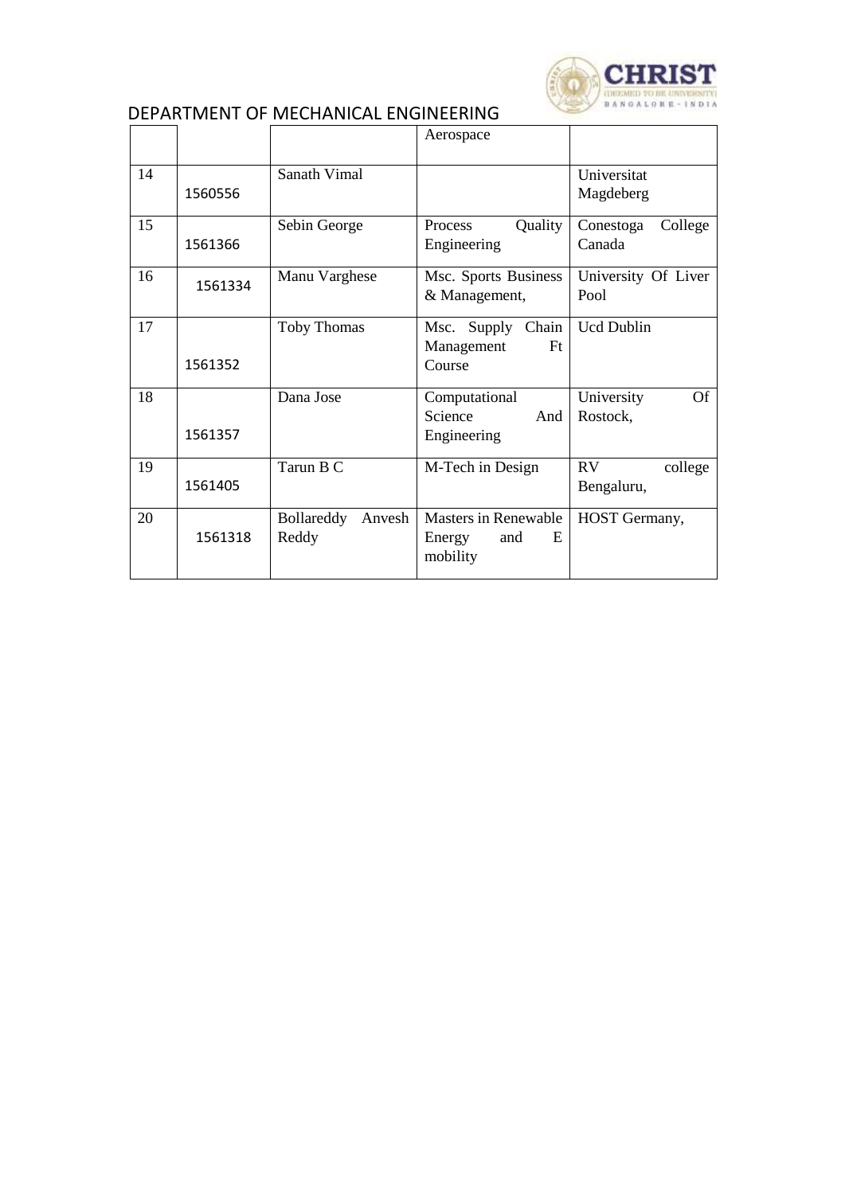| | | | | |
|---|---|---|---|---|
| | | | Aerospace | |
| 14 | 1560556 | Sanath Vimal | | Universitat Magdeberg |
| 15 | 1561366 | Sebin George | Process Quality Engineering | Conestoga College Canada |
| 16 | 1561334 | Manu Varghese | Msc. Sports Business & Management, | University Of Liver Pool |
| 17 | 1561352 | Toby Thomas | Msc. Supply Chain Management Ft Course | Ucd Dublin |
| 18 | 1561357 | Dana Jose | Computational Science And Engineering | University Of Rostock, |
| 19 | 1561405 | Tarun B C | M-Tech in Design | RV college Bengaluru, |
| 20 | 1561318 | Bollareddy Anvesh Reddy | Masters in Renewable Energy and E mobility | HOST Germany, |